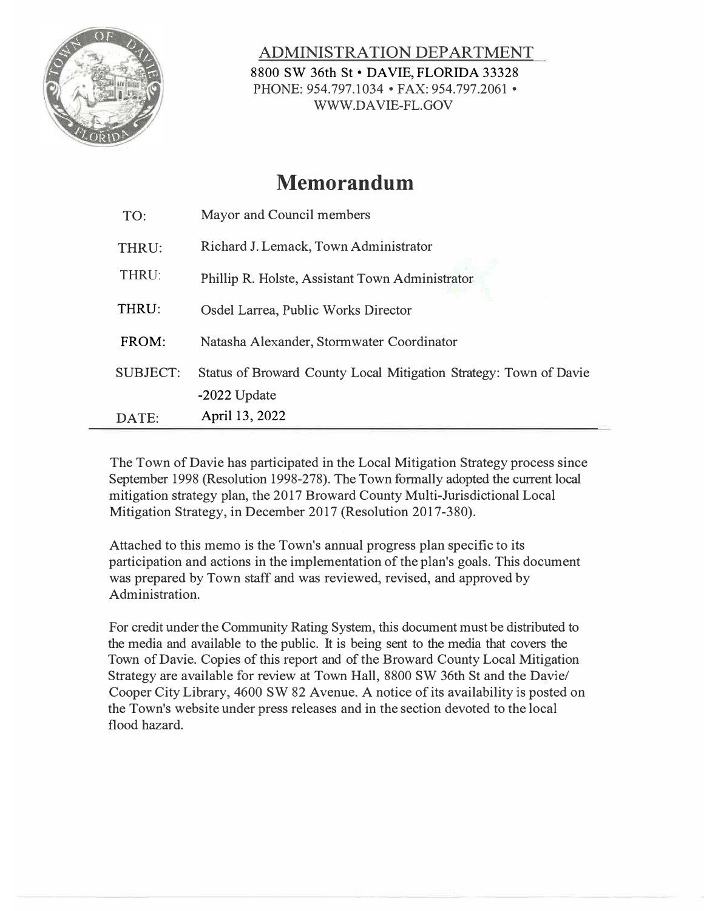ADMINISTRATION DEPARTMENT

8800 SW 36th St • DAVIE, FLORIDA 33328

PHONE: 954.797.1034 • FAX: 954.797.2061 •

WWW.DAVIE-FL.GOV

# Memorandum

| | |
|---|---|
| TO: | Mayor and Council members |
| THRU: | Richard J. Lemack, Town Administrator |
| THRU: | Phillip R. Holste, Assistant Town Administrator |
| THRU: | Osdel Larrea, Public Works Director |
| FROM: | Natasha Alexander, Stormwater Coordinator |
| SUBJECT: | Status of Broward County Local Mitigation Strategy: Town of Davie -2022 Update |
| DATE: | April 13, 2022 |

The Town of Davie has participated in the Local Mitigation Strategy process since September 1998 (Resolution 1998-278). The Town formally adopted the current local mitigation strategy plan, the 2017 Broward County Multi-Jurisdictional Local Mitigation Strategy, in December 2017 (Resolution 2017-380).

Attached to this memo is the Town's annual progress plan specific to its participation and actions in the implementation of the plan's goals. This document was prepared by Town staff and was reviewed, revised, and approved by Administration.

For credit under the Community Rating System, this document must be distributed to the media and available to the public. It is being sent to the media that covers the Town of Davie. Copies of this report and of the Broward County Local Mitigation Strategy are available for review at Town Hall, 8800 SW 36th St and the Davie/ Cooper City Library, 4600 SW 82 Avenue. A notice of its availability is posted on the Town's website under press releases and in the section devoted to the local flood hazard.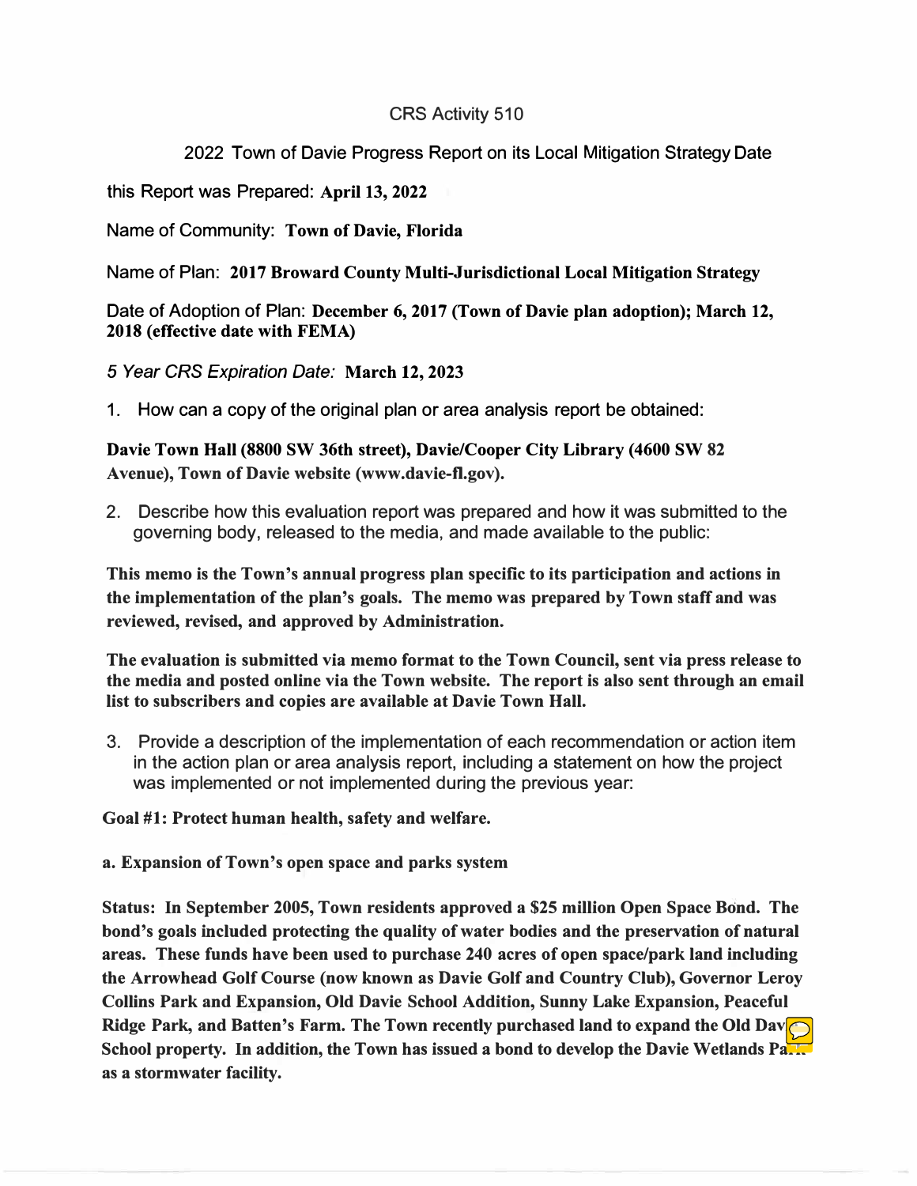CRS Activity 510

2022 Town of Davie Progress Report on its Local Mitigation Strategy Date this Report was Prepared: **April 13, 2022**

Name of Community: **Town of Davie, Florida**

Name of Plan: **2017 Broward County Multi-Jurisdictional Local Mitigation Strategy**

Date of Adoption of Plan: **December 6, 2017 (Town of Davie plan adoption); March 12, 2018 (effective date with FEMA)**

*5 Year CRS Expiration Date:* **March 12, 2023**

1. How can a copy of the original plan or area analysis report be obtained:

**Davie Town Hall (8800 SW 36th street), Davie/Cooper City Library (4600 SW 82 Avenue), Town of Davie website (www.davie-fl.gov).**

2. Describe how this evaluation report was prepared and how it was submitted to the governing body, released to the media, and made available to the public:

**This memo is the Town's annual progress plan specific to its participation and actions in the implementation of the plan's goals. The memo was prepared by Town staff and was reviewed, revised, and approved by Administration.**

**The evaluation is submitted via memo format to the Town Council, sent via press release to the media and posted online via the Town website. The report is also sent through an email list to subscribers and copies are available at Davie Town Hall.**

3. Provide a description of the implementation of each recommendation or action item in the action plan or area analysis report, including a statement on how the project was implemented or not implemented during the previous year:

**Goal #1: Protect human health, safety and welfare.**

**a. Expansion of Town's open space and parks system**

**Status: In September 2005, Town residents approved a $25 million Open Space Bond. The bond's goals included protecting the quality of water bodies and the preservation of natural areas. These funds have been used to purchase 240 acres of open space/park land including the Arrowhead Golf Course (now known as Davie Golf and Country Club), Governor Leroy Collins Park and Expansion, Old Davie School Addition, Sunny Lake Expansion, Peaceful Ridge Park, and Batten's Farm. The Town recently purchased land to expand the Old Davie School property. In addition, the Town has issued a bond to develop the Davie Wetlands Park as a stormwater facility.**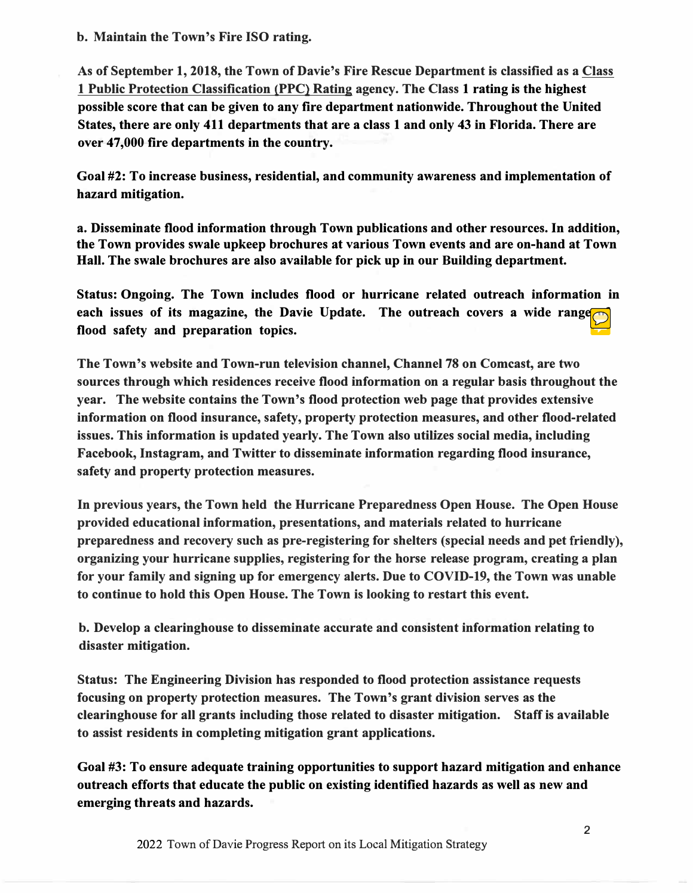**b. Maintain the Town's Fire ISO rating.**

**As of September 1, 2018, the Town of Davie's Fire Rescue Department is classified as a Class 1 Public Protection Classification (PPC) Rating agency. The Class 1 rating is the highest possible score that can be given to any fire department nationwide. Throughout the United States, there are only 411 departments that are a class 1 and only 43 in Florida. There are over 47,000 fire departments in the country.**

**Goal #2: To increase business, residential, and community awareness and implementation of hazard mitigation.**

**a. Disseminate flood information through Town publications and other resources. In addition, the Town provides swale upkeep brochures at various Town events and are on-hand at Town Hall. The swale brochures are also available for pick up in our Building department.**

**Status: Ongoing. The Town includes flood or hurricane related outreach information in each issues of its magazine, the Davie Update. The outreach covers a wide range of flood safety and preparation topics.**

**The Town's website and Town-run television channel, Channel 78 on Comcast, are two sources through which residences receive flood information on a regular basis throughout the year. The website contains the Town's flood protection web page that provides extensive information on flood insurance, safety, property protection measures, and other flood-related issues. This information is updated yearly. The Town also utilizes social media, including Facebook, Instagram, and Twitter to disseminate information regarding flood insurance, safety and property protection measures.**

**In previous years, the Town held the Hurricane Preparedness Open House. The Open House provided educational information, presentations, and materials related to hurricane preparedness and recovery such as pre-registering for shelters (special needs and pet friendly), organizing your hurricane supplies, registering for the horse release program, creating a plan for your family and signing up for emergency alerts. Due to COVID-19, the Town was unable to continue to hold this Open House. The Town is looking to restart this event.**

**b. Develop a clearinghouse to disseminate accurate and consistent information relating to disaster mitigation.**

**Status: The Engineering Division has responded to flood protection assistance requests focusing on property protection measures. The Town's grant division serves as the clearinghouse for all grants including those related to disaster mitigation. Staff is available to assist residents in completing mitigation grant applications.**

**Goal #3: To ensure adequate training opportunities to support hazard mitigation and enhance outreach efforts that educate the public on existing identified hazards as well as new and emerging threats and hazards.**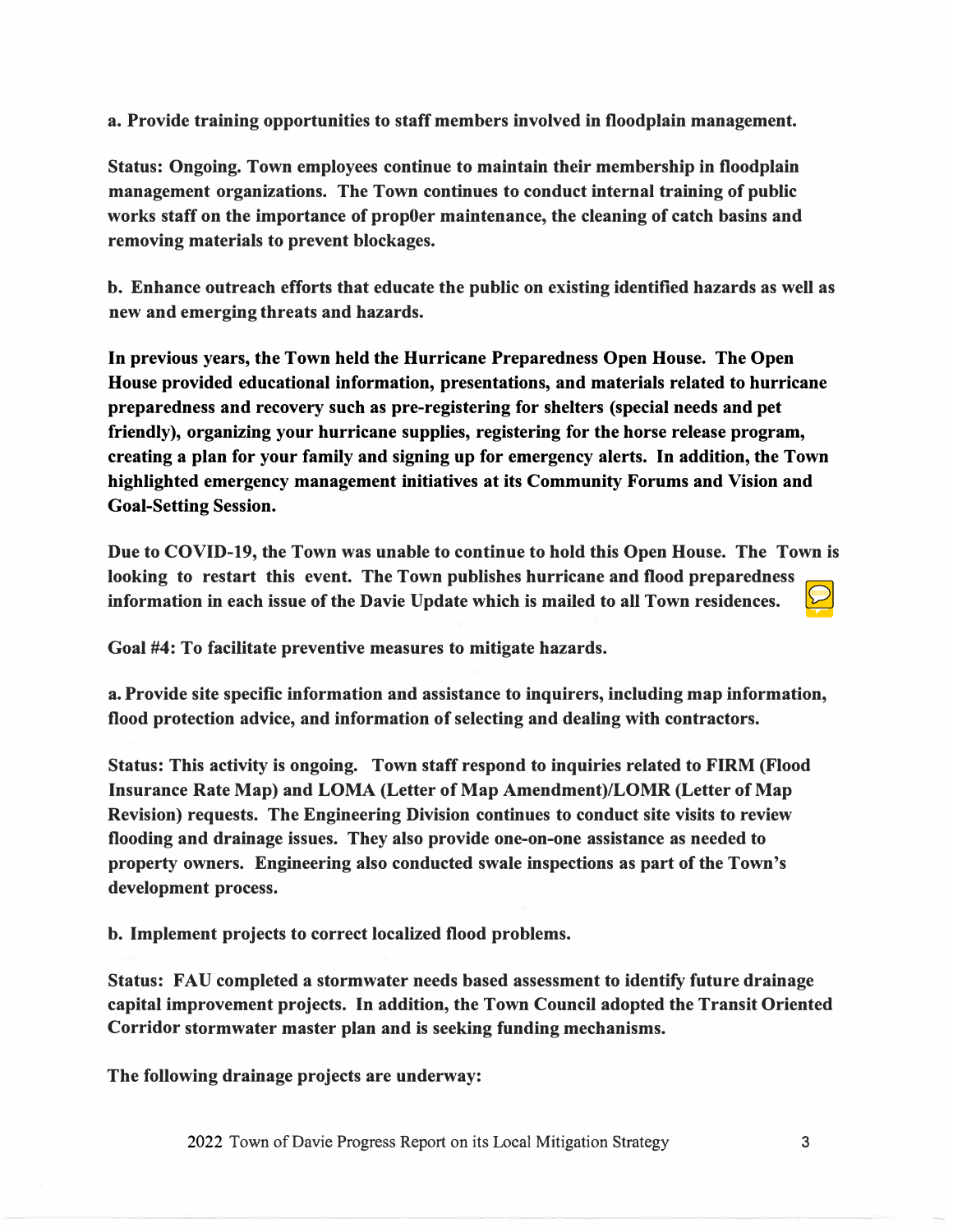**a. Provide training opportunities to staff members involved in floodplain management.**

**Status: Ongoing. Town employees continue to maintain their membership in floodplain management organizations. The Town continues to conduct internal training of public works staff on the importance of prop0er maintenance, the cleaning of catch basins and removing materials to prevent blockages.**

**b. Enhance outreach efforts that educate the public on existing identified hazards as well as new and emerging threats and hazards.**

**In previous years, the Town held the Hurricane Preparedness Open House. The Open House provided educational information, presentations, and materials related to hurricane preparedness and recovery such as pre-registering for shelters (special needs and pet friendly), organizing your hurricane supplies, registering for the horse release program, creating a plan for your family and signing up for emergency alerts. In addition, the Town highlighted emergency management initiatives at its Community Forums and Vision and Goal-Setting Session.**

**Due to COVID-19, the Town was unable to continue to hold this Open House. The Town is looking to restart this event. The Town publishes hurricane and flood preparedness information in each issue of the Davie Update which is mailed to all Town residences.**

**Goal #4: To facilitate preventive measures to mitigate hazards.**

**a. Provide site specific information and assistance to inquirers, including map information, flood protection advice, and information of selecting and dealing with contractors.**

**Status: This activity is ongoing. Town staff respond to inquiries related to FIRM (Flood Insurance Rate Map) and LOMA (Letter of Map Amendment)/LOMR (Letter of Map Revision) requests. The Engineering Division continues to conduct site visits to review flooding and drainage issues. They also provide one-on-one assistance as needed to property owners. Engineering also conducted swale inspections as part of the Town's development process.**

**b. Implement projects to correct localized flood problems.**

**Status: FAU completed a stormwater needs based assessment to identify future drainage capital improvement projects. In addition, the Town Council adopted the Transit Oriented Corridor stormwater master plan and is seeking funding mechanisms.**

**The following drainage projects are underway:**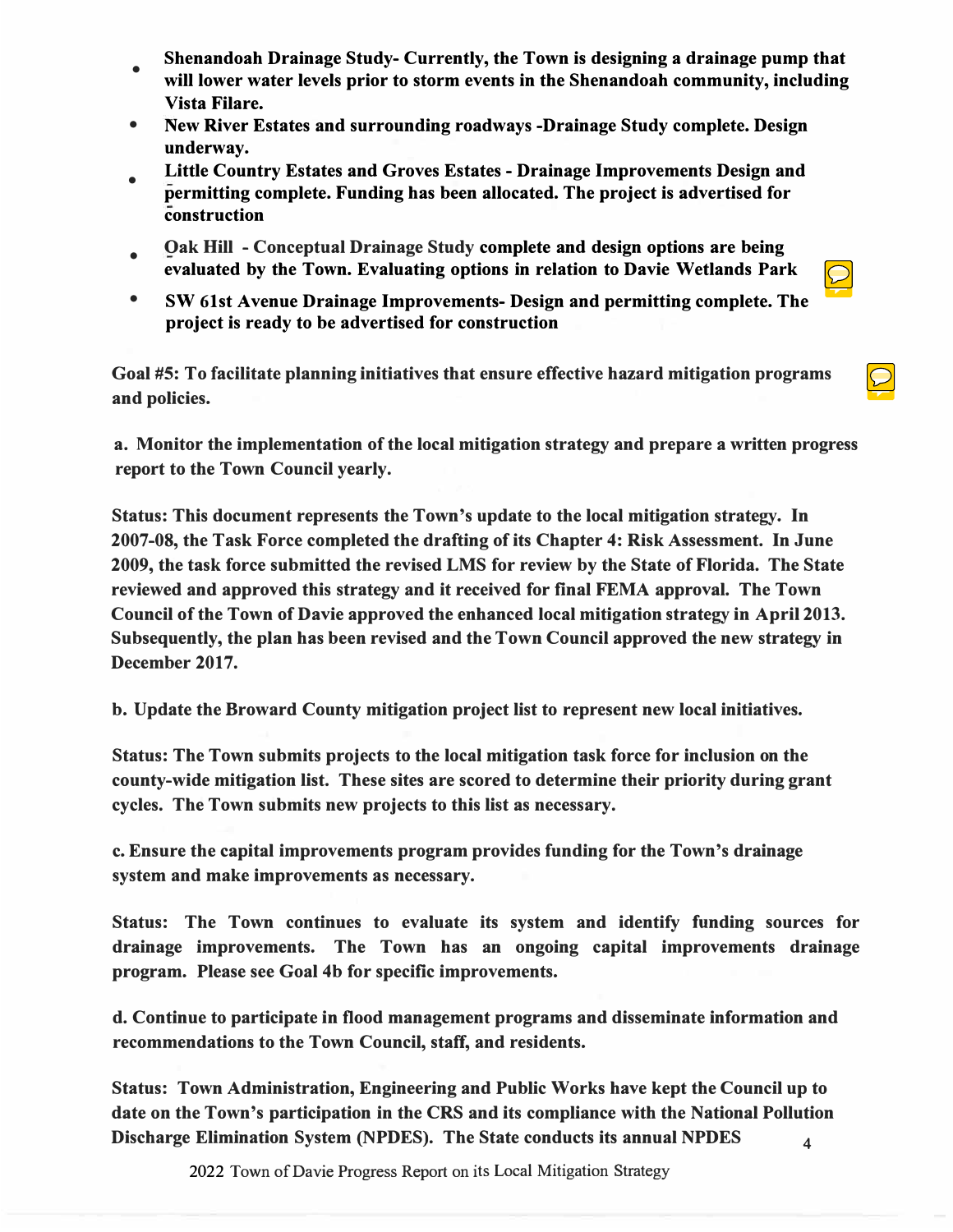- **Shenandoah Drainage Study- Currently, the Town is designing a drainage pump that will lower water levels prior to storm events in the Shenandoah community, including Vista Filare.**
- **New River Estates and surrounding roadways -Drainage Study complete. Design underway.**
- **Little Country Estates and Groves Estates - Drainage Improvements Design and permitting complete. Funding has been allocated. The project is advertised for construction**
- **Oak Hill - Conceptual Drainage Study complete and design options are being evaluated by the Town. Evaluating options in relation to Davie Wetlands Park**
- **SW 61st Avenue Drainage Improvements- Design and permitting complete. The project is ready to be advertised for construction**

**Goal #5: To facilitate planning initiatives that ensure effective hazard mitigation programs and policies.**

**a. Monitor the implementation of the local mitigation strategy and prepare a written progress report to the Town Council yearly.**

**Status: This document represents the Town's update to the local mitigation strategy. In 2007-08, the Task Force completed the drafting of its Chapter 4: Risk Assessment. In June 2009, the task force submitted the revised LMS for review by the State of Florida. The State reviewed and approved this strategy and it received for final FEMA approval. The Town Council of the Town of Davie approved the enhanced local mitigation strategy in April 2013. Subsequently, the plan has been revised and the Town Council approved the new strategy in December 2017.**

**b. Update the Broward County mitigation project list to represent new local initiatives.**

**Status: The Town submits projects to the local mitigation task force for inclusion on the county-wide mitigation list. These sites are scored to determine their priority during grant cycles. The Town submits new projects to this list as necessary.**

**c. Ensure the capital improvements program provides funding for the Town's drainage system and make improvements as necessary.**

**Status: The Town continues to evaluate its system and identify funding sources for drainage improvements. The Town has an ongoing capital improvements drainage program. Please see Goal 4b for specific improvements.**

**d. Continue to participate in flood management programs and disseminate information and recommendations to the Town Council, staff, and residents.**

**Status: Town Administration, Engineering and Public Works have kept the Council up to date on the Town's participation in the CRS and its compliance with the National Pollution Discharge Elimination System (NPDES). The State conducts its annual NPDES**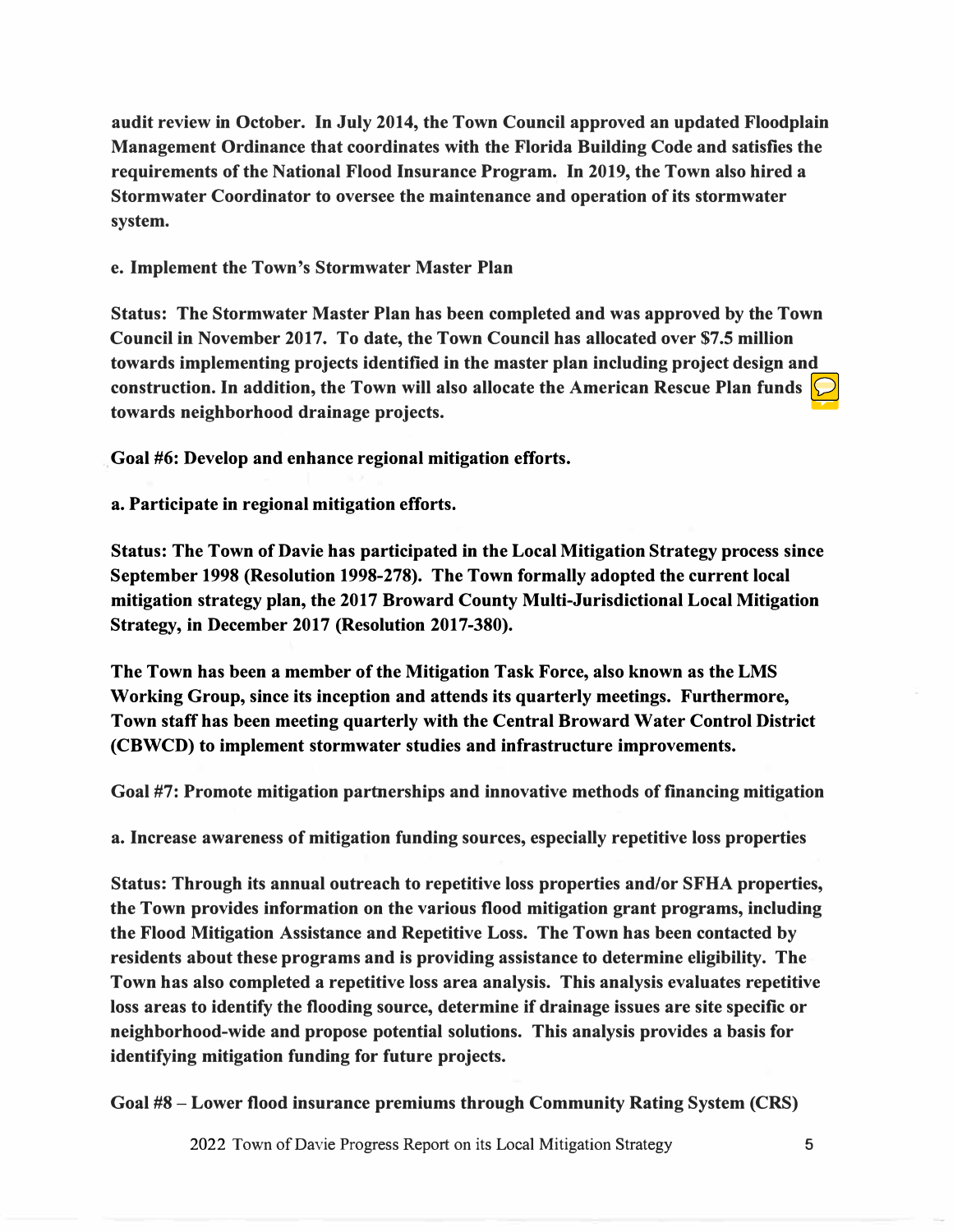**audit review in October. In July 2014, the Town Council approved an updated Floodplain Management Ordinance that coordinates with the Florida Building Code and satisfies the requirements of the National Flood Insurance Program. In 2019, the Town also hired a Stormwater Coordinator to oversee the maintenance and operation of its stormwater system.**

**e. Implement the Town's Stormwater Master Plan**

**Status: The Stormwater Master Plan has been completed and was approved by the Town Council in November 2017. To date, the Town Council has allocated over $7.5 million towards implementing projects identified in the master plan including project design and construction. In addition, the Town will also allocate the American Rescue Plan funds towards neighborhood drainage projects.**

**Goal #6: Develop and enhance regional mitigation efforts.**

**a. Participate in regional mitigation efforts.**

**Status: The Town of Davie has participated in the Local Mitigation Strategy process since September 1998 (Resolution 1998-278). The Town formally adopted the current local mitigation strategy plan, the 2017 Broward County Multi-Jurisdictional Local Mitigation Strategy, in December 2017 (Resolution 2017-380).**

**The Town has been a member of the Mitigation Task Force, also known as the LMS Working Group, since its inception and attends its quarterly meetings. Furthermore, Town staff has been meeting quarterly with the Central Broward Water Control District (CBWCD) to implement stormwater studies and infrastructure improvements.**

**Goal #7: Promote mitigation partnerships and innovative methods of financing mitigation**

**a. Increase awareness of mitigation funding sources, especially repetitive loss properties**

**Status: Through its annual outreach to repetitive loss properties and/or SFHA properties, the Town provides information on the various flood mitigation grant programs, including the Flood Mitigation Assistance and Repetitive Loss. The Town has been contacted by residents about these programs and is providing assistance to determine eligibility. The Town has also completed a repetitive loss area analysis. This analysis evaluates repetitive loss areas to identify the flooding source, determine if drainage issues are site specific or neighborhood-wide and propose potential solutions. This analysis provides a basis for identifying mitigation funding for future projects.**

**Goal #8 – Lower flood insurance premiums through Community Rating System (CRS)**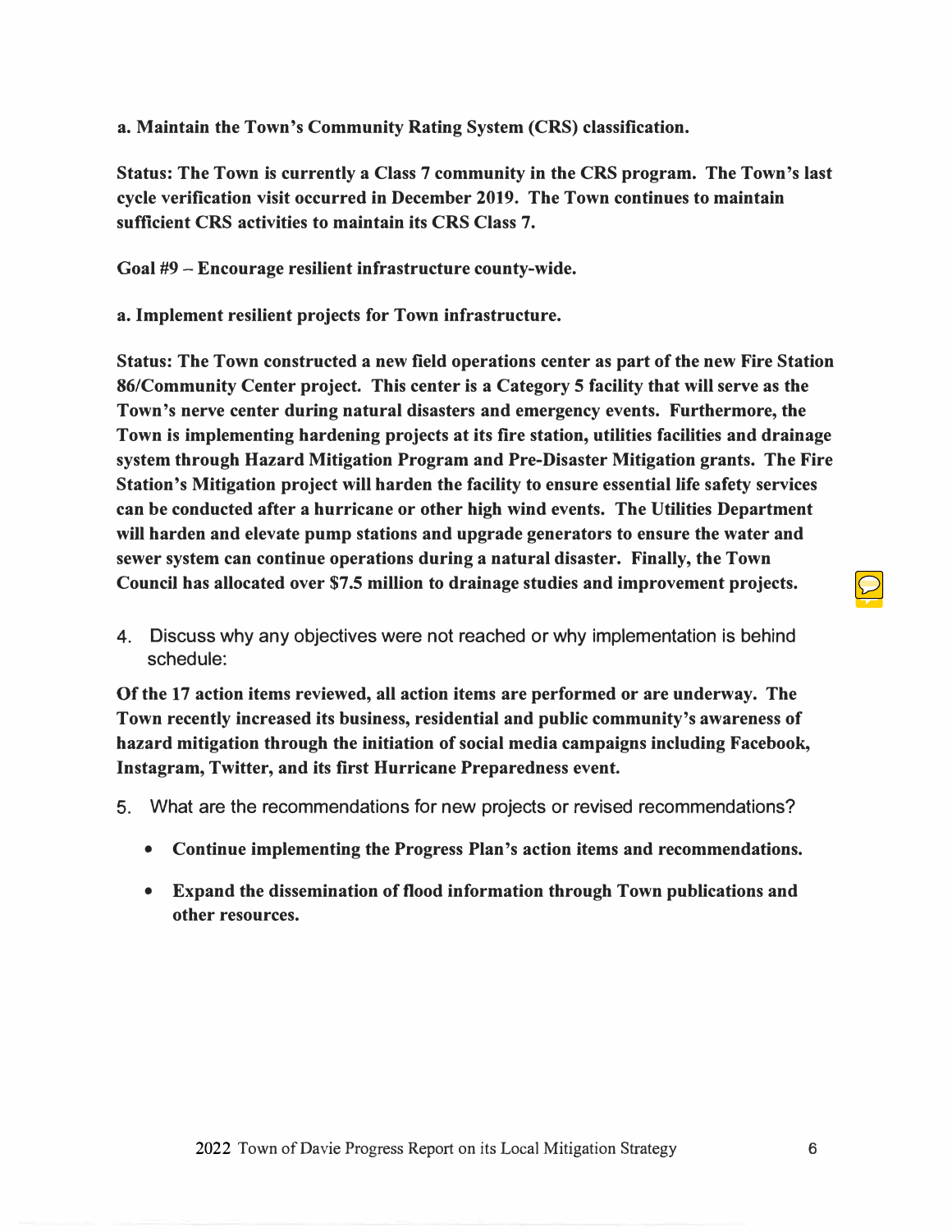**a. Maintain the Town's Community Rating System (CRS) classification.**

**Status: The Town is currently a Class 7 community in the CRS program. The Town's last cycle verification visit occurred in December 2019. The Town continues to maintain sufficient CRS activities to maintain its CRS Class 7.**

**Goal #9 – Encourage resilient infrastructure county-wide.**

**a. Implement resilient projects for Town infrastructure.**

**Status: The Town constructed a new field operations center as part of the new Fire Station 86/Community Center project. This center is a Category 5 facility that will serve as the Town's nerve center during natural disasters and emergency events. Furthermore, the Town is implementing hardening projects at its fire station, utilities facilities and drainage system through Hazard Mitigation Program and Pre-Disaster Mitigation grants. The Fire Station's Mitigation project will harden the facility to ensure essential life safety services can be conducted after a hurricane or other high wind events. The Utilities Department will harden and elevate pump stations and upgrade generators to ensure the water and sewer system can continue operations during a natural disaster. Finally, the Town Council has allocated over $7.5 million to drainage studies and improvement projects.**

4. Discuss why any objectives were not reached or why implementation is behind schedule:

**Of the 17 action items reviewed, all action items are performed or are underway. The Town recently increased its business, residential and public community's awareness of hazard mitigation through the initiation of social media campaigns including Facebook, Instagram, Twitter, and its first Hurricane Preparedness event.**

5. What are the recommendations for new projects or revised recommendations?

- **Continue implementing the Progress Plan's action items and recommendations.**
- **Expand the dissemination of flood information through Town publications and other resources.**